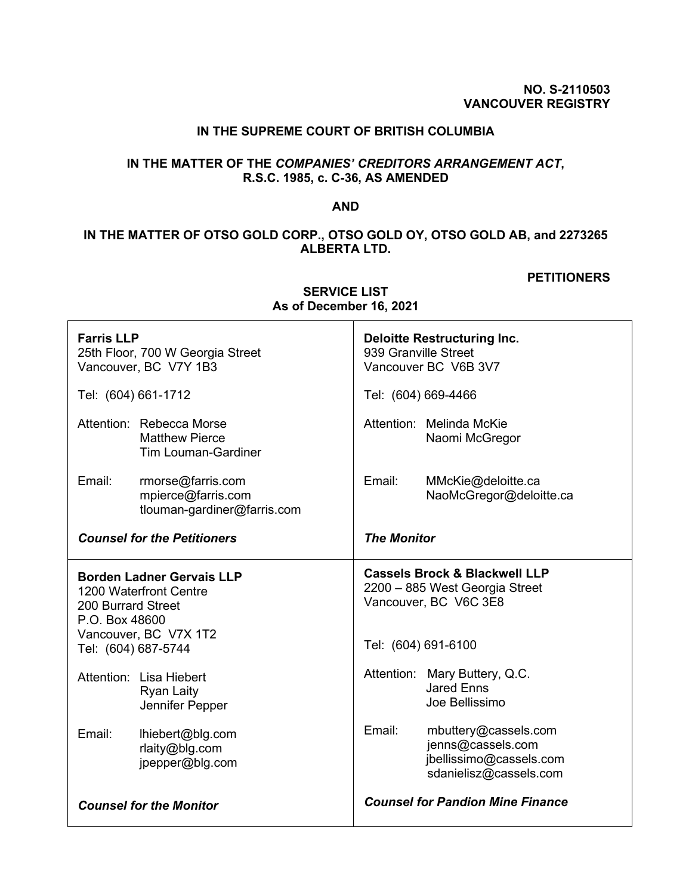**NO. S-2110503**
**VANCOUVER REGISTRY**

**IN THE SUPREME COURT OF BRITISH COLUMBIA**

**IN THE MATTER OF THE *COMPANIES' CREDITORS ARRANGEMENT ACT*, R.S.C. 1985, c. C-36, AS AMENDED**

**AND**

**IN THE MATTER OF OTSO GOLD CORP., OTSO GOLD OY, OTSO GOLD AB, and 2273265 ALBERTA LTD.**

**PETITIONERS**

**SERVICE LIST**
**As of December 16, 2021**

| | |
|---|---|
| **Farris LLP**<br>25th Floor, 700 W Georgia Street<br>Vancouver, BC V7Y 1B3<br><br>Tel: (604) 661-1712<br><br>Attention: Rebecca Morse<br>Matthew Pierce<br>Tim Louman-Gardiner<br><br>Email: rmorse@farris.com<br>mpierce@farris.com<br>tlouman-gardiner@farris.com<br><br>***Counsel for the Petitioners*** | **Deloitte Restructuring Inc.**<br>939 Granville Street<br>Vancouver BC V6B 3V7<br><br>Tel: (604) 669-4466<br><br>Attention: Melinda McKie<br>Naomi McGregor<br><br>Email: MMcKie@deloitte.ca<br>NaoMcGregor@deloitte.ca<br><br>***The Monitor*** |
| **Borden Ladner Gervais LLP**<br>1200 Waterfront Centre<br>200 Burrard Street<br>P.O. Box 48600<br>Vancouver, BC V7X 1T2<br>Tel: (604) 687-5744<br><br>Attention: Lisa Hiebert<br>Ryan Laity<br>Jennifer Pepper<br><br>Email: lhiebert@blg.com<br>rlaity@blg.com<br>jpepper@blg.com<br><br>***Counsel for the Monitor*** | **Cassels Brock & Blackwell LLP**<br>2200 – 885 West Georgia Street<br>Vancouver, BC V6C 3E8<br><br>Tel: (604) 691-6100<br><br>Attention: Mary Buttery, Q.C.<br>Jared Enns<br>Joe Bellissimo<br><br>Email: mbuttery@cassels.com<br>jenns@cassels.com<br>jbellissimo@cassels.com<br>sdanielisz@cassels.com<br><br>***Counsel for Pandion Mine Finance*** |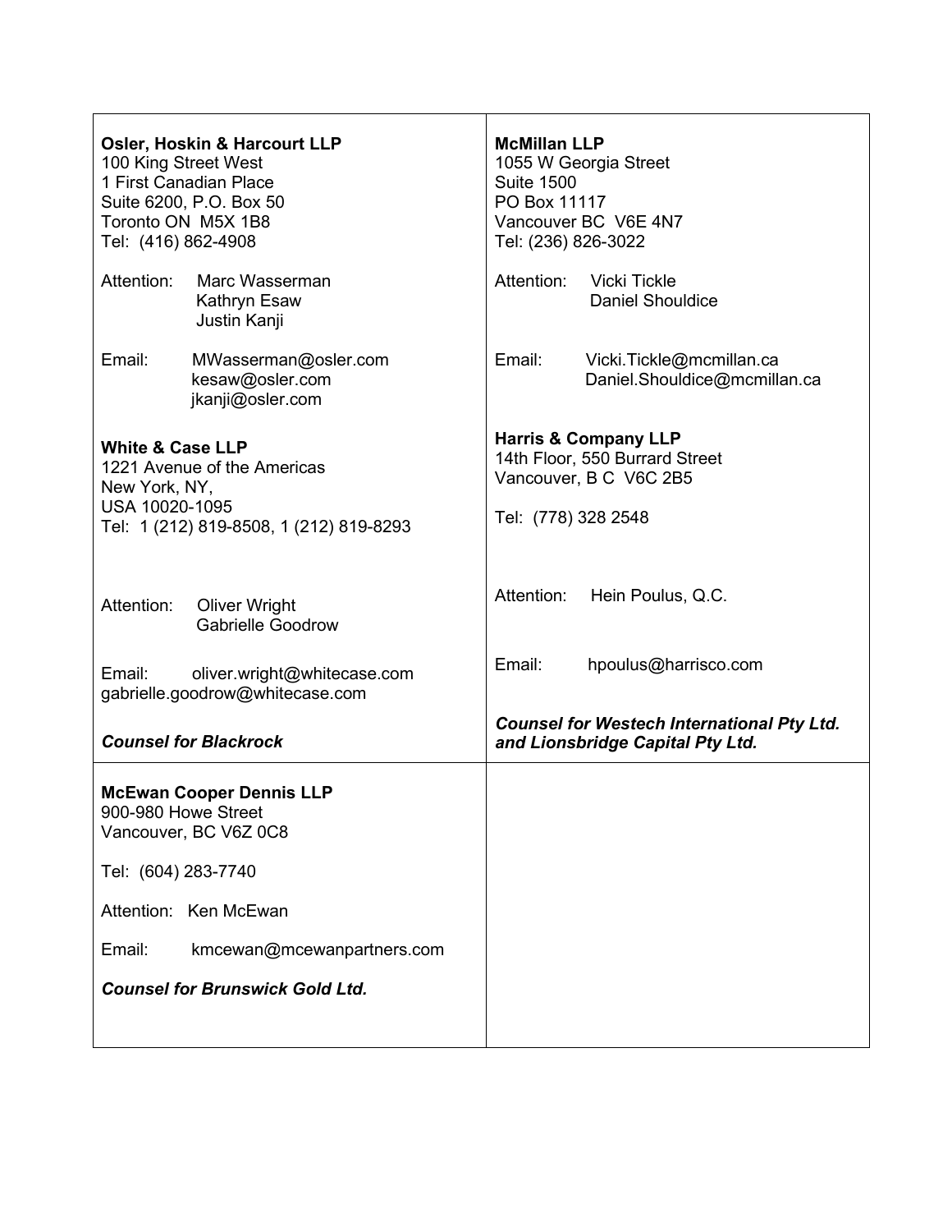| | |
|---|---|
| **Osler, Hoskin & Harcourt LLP**<br>100 King Street West<br>1 First Canadian Place<br>Suite 6200, P.O. Box 50<br>Toronto ON M5X 1B8<br>Tel: (416) 862-4908<br><br>Attention: Marc Wasserman<br>Kathryn Esaw<br>Justin Kanji<br><br>Email: MWasserman@osler.com<br>kesaw@osler.com<br>jkanji@osler.com | **McMillan LLP**<br>1055 W Georgia Street<br>Suite 1500<br>PO Box 11117<br>Vancouver BC V6E 4N7<br>Tel: (236) 826-3022<br><br>Attention: Vicki Tickle<br>Daniel Shouldice<br><br>Email: Vicki.Tickle@mcmillan.ca<br>Daniel.Shouldice@mcmillan.ca |
| **White & Case LLP**<br>1221 Avenue of the Americas<br>New York, NY,<br>USA 10020-1095<br>Tel: 1 (212) 819-8508, 1 (212) 819-8293<br><br>Attention: Oliver Wright<br>Gabrielle Goodrow<br><br>Email: oliver.wright@whitecase.com<br>gabrielle.goodrow@whitecase.com<br><br>***Counsel for Blackrock*** | **Harris & Company LLP**<br>14th Floor, 550 Burrard Street<br>Vancouver, B C V6C 2B5<br><br>Tel: (778) 328 2548<br><br>Attention: Hein Poulus, Q.C.<br><br>Email: hpoulus@harrisco.com<br><br>***Counsel for Westech International Pty Ltd. and Lionsbridge Capital Pty Ltd.*** |
| **McEwan Cooper Dennis LLP**<br>900-980 Howe Street<br>Vancouver, BC V6Z 0C8<br><br>Tel: (604) 283-7740<br><br>Attention: Ken McEwan<br><br>Email: kmcewan@mcewanpartners.com<br><br>***Counsel for Brunswick Gold Ltd.*** | |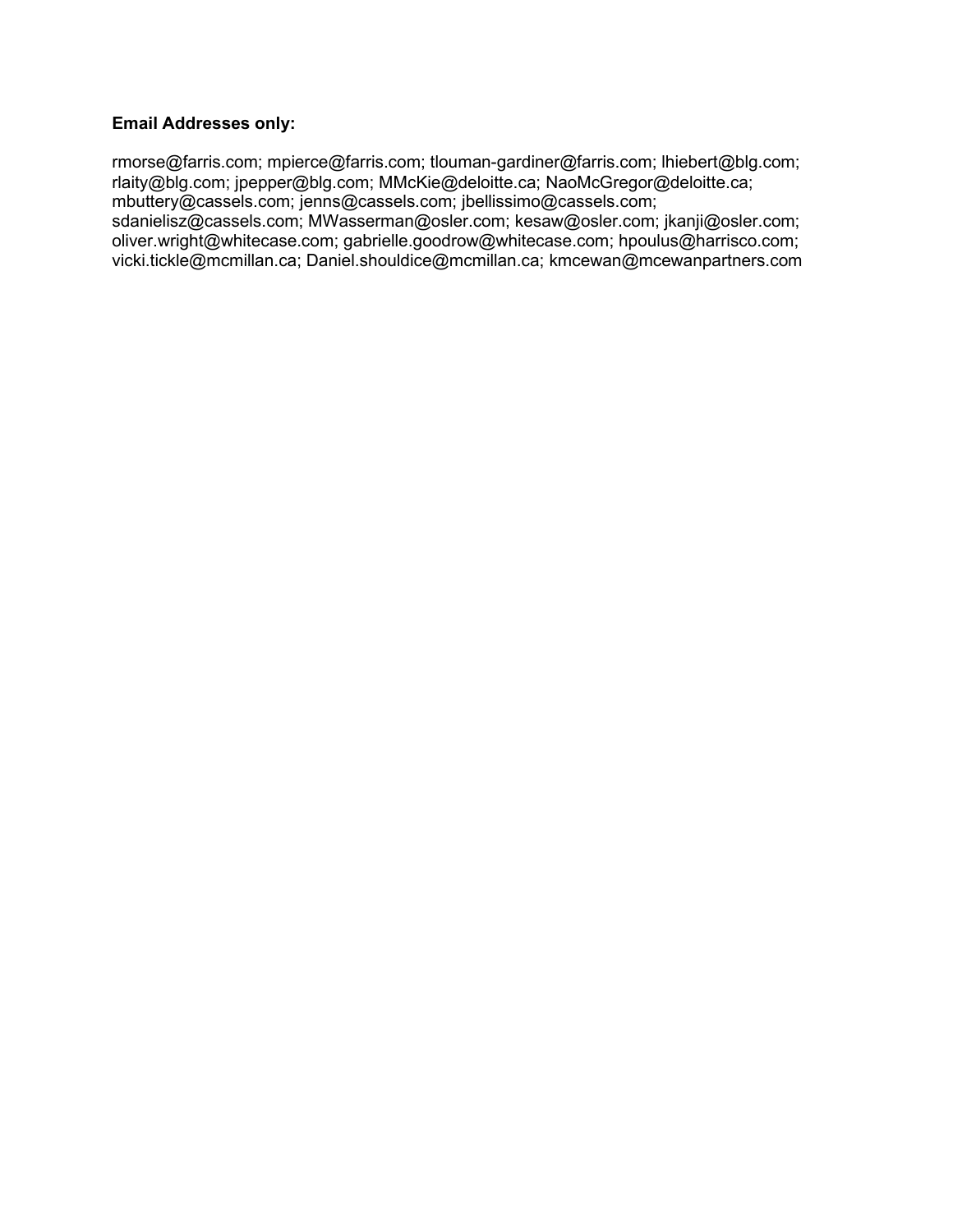**Email Addresses only:**

rmorse@farris.com; mpierce@farris.com; tlouman-gardiner@farris.com; lhiebert@blg.com; rlaity@blg.com; jpepper@blg.com; MMcKie@deloitte.ca; NaoMcGregor@deloitte.ca; mbuttery@cassels.com; jenns@cassels.com; jbellissimo@cassels.com; sdanielisz@cassels.com; MWasserman@osler.com; kesaw@osler.com; jkanji@osler.com; oliver.wright@whitecase.com; gabrielle.goodrow@whitecase.com; hpoulus@harrisco.com; vicki.tickle@mcmillan.ca; Daniel.shouldice@mcmillan.ca; kmcewan@mcewanpartners.com